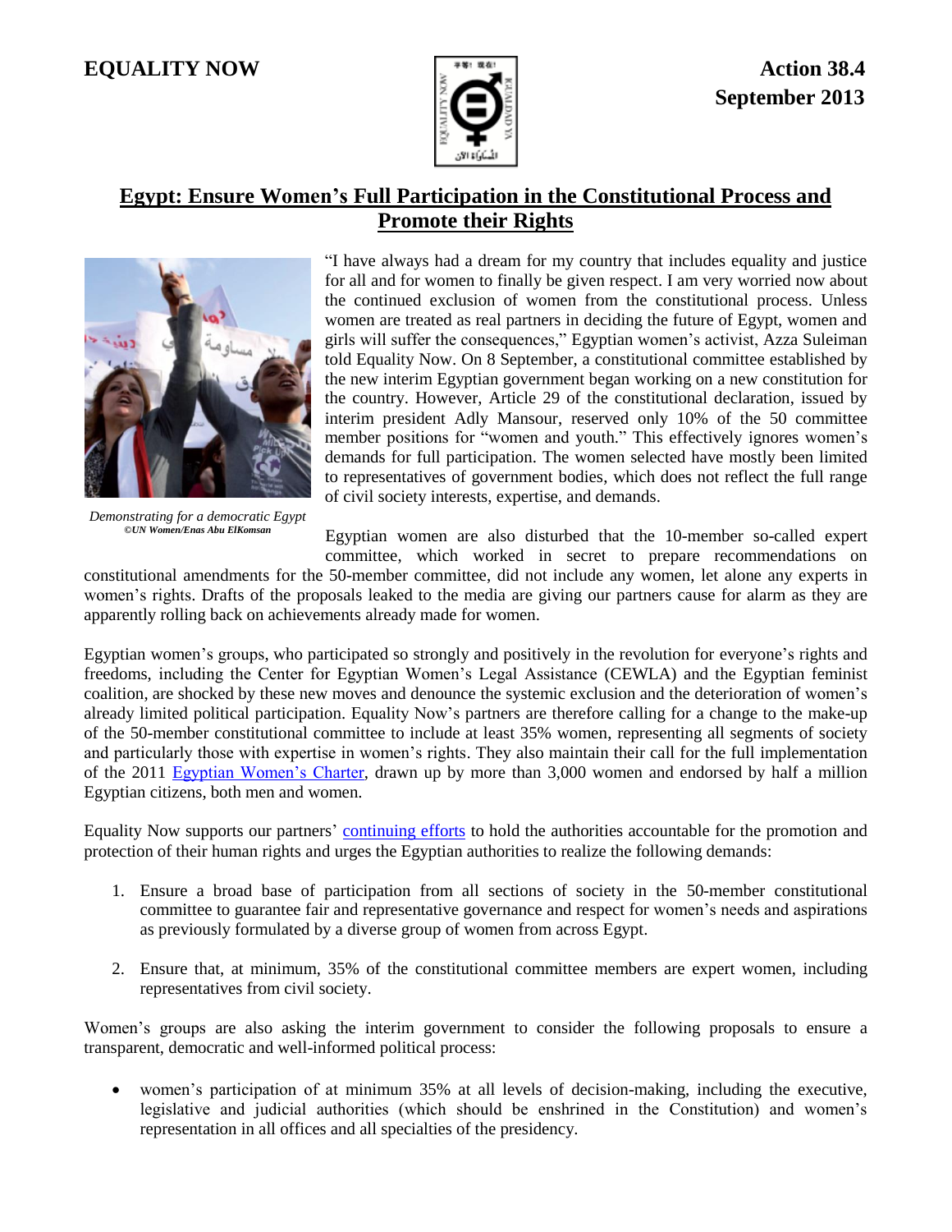EQUALITY NOW

**Action 38.4**
**September 2013**

# Egypt: Ensure Women's Full Participation in the Constitutional Process and Promote their Rights

*Demonstrating for a democratic Egypt*
*©UN Women/Enas Abu ElKomsan*

"I have always had a dream for my country that includes equality and justice for all and for women to finally be given respect. I am very worried now about the continued exclusion of women from the constitutional process. Unless women are treated as real partners in deciding the future of Egypt, women and girls will suffer the consequences," Egyptian women's activist, Azza Suleiman told Equality Now. On 8 September, a constitutional committee established by the new interim Egyptian government began working on a new constitution for the country. However, Article 29 of the constitutional declaration, issued by interim president Adly Mansour, reserved only 10% of the 50 committee member positions for "women and youth." This effectively ignores women's demands for full participation. The women selected have mostly been limited to representatives of government bodies, which does not reflect the full range of civil society interests, expertise, and demands.

Egyptian women are also disturbed that the 10-member so-called expert committee, which worked in secret to prepare recommendations on constitutional amendments for the 50-member committee, did not include any women, let alone any experts in women's rights. Drafts of the proposals leaked to the media are giving our partners cause for alarm as they are apparently rolling back on achievements already made for women.

Egyptian women's groups, who participated so strongly and positively in the revolution for everyone's rights and freedoms, including the Center for Egyptian Women's Legal Assistance (CEWLA) and the Egyptian feminist coalition, are shocked by these new moves and denounce the systemic exclusion and the deterioration of women's already limited political participation. Equality Now's partners are therefore calling for a change to the make-up of the 50-member constitutional committee to include at least 35% women, representing all segments of society and particularly those with expertise in women's rights. They also maintain their call for the full implementation of the 2011 Egyptian Women's Charter, drawn up by more than 3,000 women and endorsed by half a million Egyptian citizens, both men and women.

Equality Now supports our partners' continuing efforts to hold the authorities accountable for the promotion and protection of their human rights and urges the Egyptian authorities to realize the following demands:

1. Ensure a broad base of participation from all sections of society in the 50-member constitutional committee to guarantee fair and representative governance and respect for women's needs and aspirations as previously formulated by a diverse group of women from across Egypt.

2. Ensure that, at minimum, 35% of the constitutional committee members are expert women, including representatives from civil society.

Women's groups are also asking the interim government to consider the following proposals to ensure a transparent, democratic and well-informed political process:

- women's participation of at minimum 35% at all levels of decision-making, including the executive, legislative and judicial authorities (which should be enshrined in the Constitution) and women's representation in all offices and all specialties of the presidency.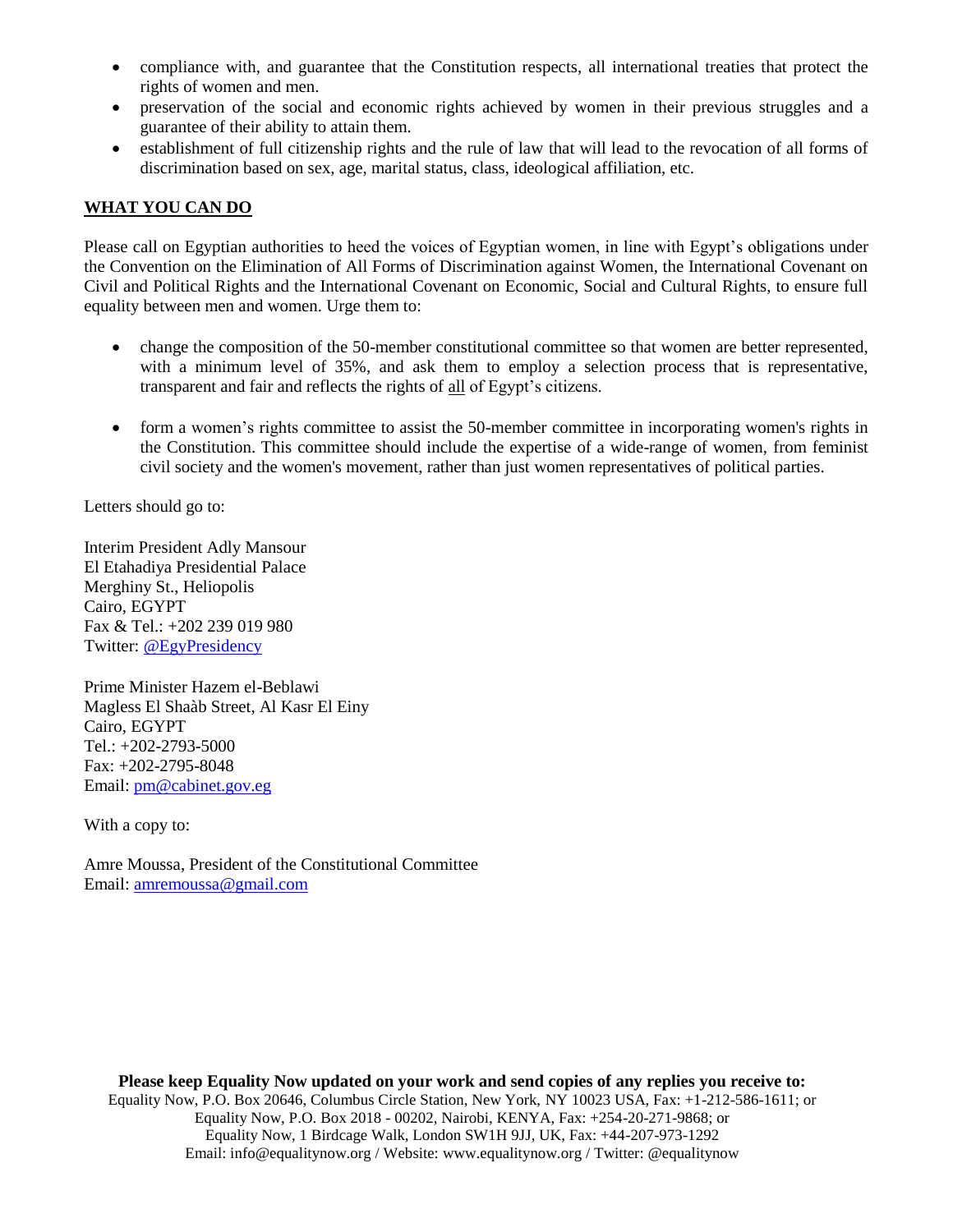- compliance with, and guarantee that the Constitution respects, all international treaties that protect the rights of women and men.
- preservation of the social and economic rights achieved by women in their previous struggles and a guarantee of their ability to attain them.
- establishment of full citizenship rights and the rule of law that will lead to the revocation of all forms of discrimination based on sex, age, marital status, class, ideological affiliation, etc.

## WHAT YOU CAN DO

Please call on Egyptian authorities to heed the voices of Egyptian women, in line with Egypt's obligations under the Convention on the Elimination of All Forms of Discrimination against Women, the International Covenant on Civil and Political Rights and the International Covenant on Economic, Social and Cultural Rights, to ensure full equality between men and women. Urge them to:

- change the composition of the 50-member constitutional committee so that women are better represented, with a minimum level of 35%, and ask them to employ a selection process that is representative, transparent and fair and reflects the rights of all of Egypt's citizens.

- form a women's rights committee to assist the 50-member committee in incorporating women's rights in the Constitution. This committee should include the expertise of a wide-range of women, from feminist civil society and the women's movement, rather than just women representatives of political parties.

Letters should go to:

Interim President Adly Mansour
El Etahadiya Presidential Palace
Merghiny St., Heliopolis
Cairo, EGYPT
Fax & Tel.: +202 239 019 980
Twitter: @EgyPresidency

Prime Minister Hazem el-Beblawi
Magless El Shaàb Street, Al Kasr El Einy
Cairo, EGYPT
Tel.: +202-2793-5000
Fax: +202-2795-8048
Email: pm@cabinet.gov.eg

With a copy to:

Amre Moussa, President of the Constitutional Committee
Email: amremoussa@gmail.com

**Please keep Equality Now updated on your work and send copies of any replies you receive to:**
Equality Now, P.O. Box 20646, Columbus Circle Station, New York, NY 10023 USA, Fax: +1-212-586-1611; or
Equality Now, P.O. Box 2018 - 00202, Nairobi, KENYA, Fax: +254-20-271-9868; or
Equality Now, 1 Birdcage Walk, London SW1H 9JJ, UK, Fax: +44-207-973-1292
Email: info@equalitynow.org / Website: www.equalitynow.org / Twitter: @equalitynow